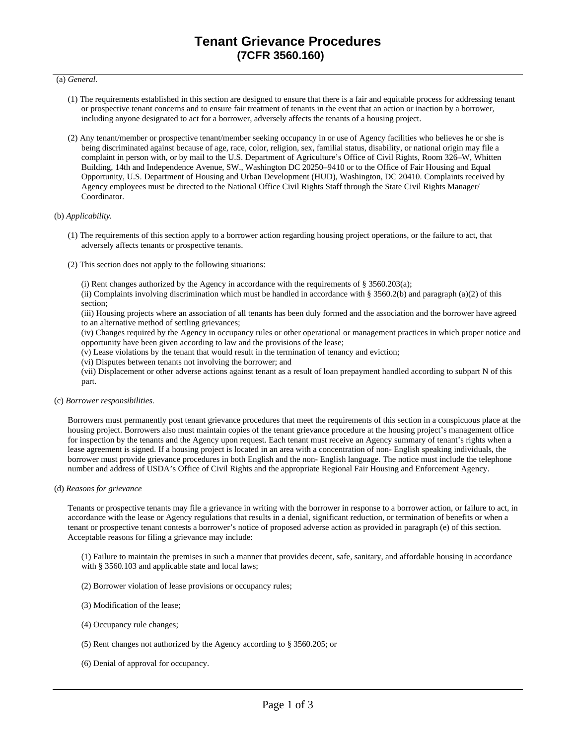# Tenant Grievance Procedures
## (7CFR 3560.160)

(a) *General.*

(1) The requirements established in this section are designed to ensure that there is a fair and equitable process for addressing tenant or prospective tenant concerns and to ensure fair treatment of tenants in the event that an action or inaction by a borrower, including anyone designated to act for a borrower, adversely affects the tenants of a housing project.

(2) Any tenant/member or prospective tenant/member seeking occupancy in or use of Agency facilities who believes he or she is being discriminated against because of age, race, color, religion, sex, familial status, disability, or national origin may file a complaint in person with, or by mail to the U.S. Department of Agriculture's Office of Civil Rights, Room 326–W, Whitten Building, 14th and Independence Avenue, SW., Washington DC 20250–9410 or to the Office of Fair Housing and Equal Opportunity, U.S. Department of Housing and Urban Development (HUD), Washington, DC 20410. Complaints received by Agency employees must be directed to the National Office Civil Rights Staff through the State Civil Rights Manager/ Coordinator.

(b) *Applicability.*

(1) The requirements of this section apply to a borrower action regarding housing project operations, or the failure to act, that adversely affects tenants or prospective tenants.

(2) This section does not apply to the following situations:

(i) Rent changes authorized by the Agency in accordance with the requirements of § 3560.203(a);
(ii) Complaints involving discrimination which must be handled in accordance with § 3560.2(b) and paragraph (a)(2) of this section;
(iii) Housing projects where an association of all tenants has been duly formed and the association and the borrower have agreed to an alternative method of settling grievances;
(iv) Changes required by the Agency in occupancy rules or other operational or management practices in which proper notice and opportunity have been given according to law and the provisions of the lease;
(v) Lease violations by the tenant that would result in the termination of tenancy and eviction;
(vi) Disputes between tenants not involving the borrower; and
(vii) Displacement or other adverse actions against tenant as a result of loan prepayment handled according to subpart N of this part.

(c) *Borrower responsibilities.*

Borrowers must permanently post tenant grievance procedures that meet the requirements of this section in a conspicuous place at the housing project. Borrowers also must maintain copies of the tenant grievance procedure at the housing project's management office for inspection by the tenants and the Agency upon request. Each tenant must receive an Agency summary of tenant's rights when a lease agreement is signed. If a housing project is located in an area with a concentration of non- English speaking individuals, the borrower must provide grievance procedures in both English and the non- English language. The notice must include the telephone number and address of USDA's Office of Civil Rights and the appropriate Regional Fair Housing and Enforcement Agency.

(d) *Reasons for grievance*

Tenants or prospective tenants may file a grievance in writing with the borrower in response to a borrower action, or failure to act, in accordance with the lease or Agency regulations that results in a denial, significant reduction, or termination of benefits or when a tenant or prospective tenant contests a borrower's notice of proposed adverse action as provided in paragraph (e) of this section. Acceptable reasons for filing a grievance may include:

(1) Failure to maintain the premises in such a manner that provides decent, safe, sanitary, and affordable housing in accordance with § 3560.103 and applicable state and local laws;

(2) Borrower violation of lease provisions or occupancy rules;

(3) Modification of the lease;

(4) Occupancy rule changes;

(5) Rent changes not authorized by the Agency according to § 3560.205; or

(6) Denial of approval for occupancy.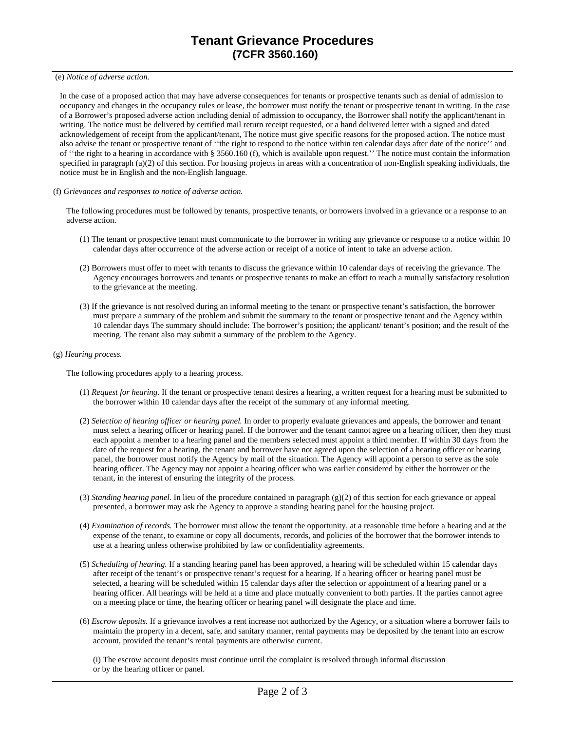# Tenant Grievance Procedures
## (7CFR 3560.160)

(e) *Notice of adverse action.*

In the case of a proposed action that may have adverse consequences for tenants or prospective tenants such as denial of admission to occupancy and changes in the occupancy rules or lease, the borrower must notify the tenant or prospective tenant in writing. In the case of a Borrower's proposed adverse action including denial of admission to occupancy, the Borrower shall notify the applicant/tenant in writing. The notice must be delivered by certified mail return receipt requested, or a hand delivered letter with a signed and dated acknowledgement of receipt from the applicant/tenant, The notice must give specific reasons for the proposed action. The notice must also advise the tenant or prospective tenant of ''the right to respond to the notice within ten calendar days after date of the notice'' and of ''the right to a hearing in accordance with § 3560.160 (f), which is available upon request.'' The notice must contain the information specified in paragraph (a)(2) of this section. For housing projects in areas with a concentration of non-English speaking individuals, the notice must be in English and the non-English language.

(f) *Grievances and responses to notice of adverse action.*

The following procedures must be followed by tenants, prospective tenants, or borrowers involved in a grievance or a response to an adverse action.

(1) The tenant or prospective tenant must communicate to the borrower in writing any grievance or response to a notice within 10 calendar days after occurrence of the adverse action or receipt of a notice of intent to take an adverse action.

(2) Borrowers must offer to meet with tenants to discuss the grievance within 10 calendar days of receiving the grievance. The Agency encourages borrowers and tenants or prospective tenants to make an effort to reach a mutually satisfactory resolution to the grievance at the meeting.

(3) If the grievance is not resolved during an informal meeting to the tenant or prospective tenant's satisfaction, the borrower must prepare a summary of the problem and submit the summary to the tenant or prospective tenant and the Agency within 10 calendar days The summary should include: The borrower's position; the applicant/ tenant's position; and the result of the meeting. The tenant also may submit a summary of the problem to the Agency.

(g) *Hearing process.*

The following procedures apply to a hearing process.

(1) *Request for hearing.* If the tenant or prospective tenant desires a hearing, a written request for a hearing must be submitted to the borrower within 10 calendar days after the receipt of the summary of any informal meeting.

(2) *Selection of hearing officer or hearing panel.* In order to properly evaluate grievances and appeals, the borrower and tenant must select a hearing officer or hearing panel. If the borrower and the tenant cannot agree on a hearing officer, then they must each appoint a member to a hearing panel and the members selected must appoint a third member. If within 30 days from the date of the request for a hearing, the tenant and borrower have not agreed upon the selection of a hearing officer or hearing panel, the borrower must notify the Agency by mail of the situation. The Agency will appoint a person to serve as the sole hearing officer. The Agency may not appoint a hearing officer who was earlier considered by either the borrower or the tenant, in the interest of ensuring the integrity of the process.

(3) *Standing hearing panel.* In lieu of the procedure contained in paragraph (g)(2) of this section for each grievance or appeal presented, a borrower may ask the Agency to approve a standing hearing panel for the housing project.

(4) *Examination of records.* The borrower must allow the tenant the opportunity, at a reasonable time before a hearing and at the expense of the tenant, to examine or copy all documents, records, and policies of the borrower that the borrower intends to use at a hearing unless otherwise prohibited by law or confidentiality agreements.

(5) *Scheduling of hearing.* If a standing hearing panel has been approved, a hearing will be scheduled within 15 calendar days after receipt of the tenant's or prospective tenant's request for a hearing. If a hearing officer or hearing panel must be selected, a hearing will be scheduled within 15 calendar days after the selection or appointment of a hearing panel or a hearing officer. All hearings will be held at a time and place mutually convenient to both parties. If the parties cannot agree on a meeting place or time, the hearing officer or hearing panel will designate the place and time.

(6) *Escrow deposits.* If a grievance involves a rent increase not authorized by the Agency, or a situation where a borrower fails to maintain the property in a decent, safe, and sanitary manner, rental payments may be deposited by the tenant into an escrow account, provided the tenant's rental payments are otherwise current.

(i) The escrow account deposits must continue until the complaint is resolved through informal discussion or by the hearing officer or panel.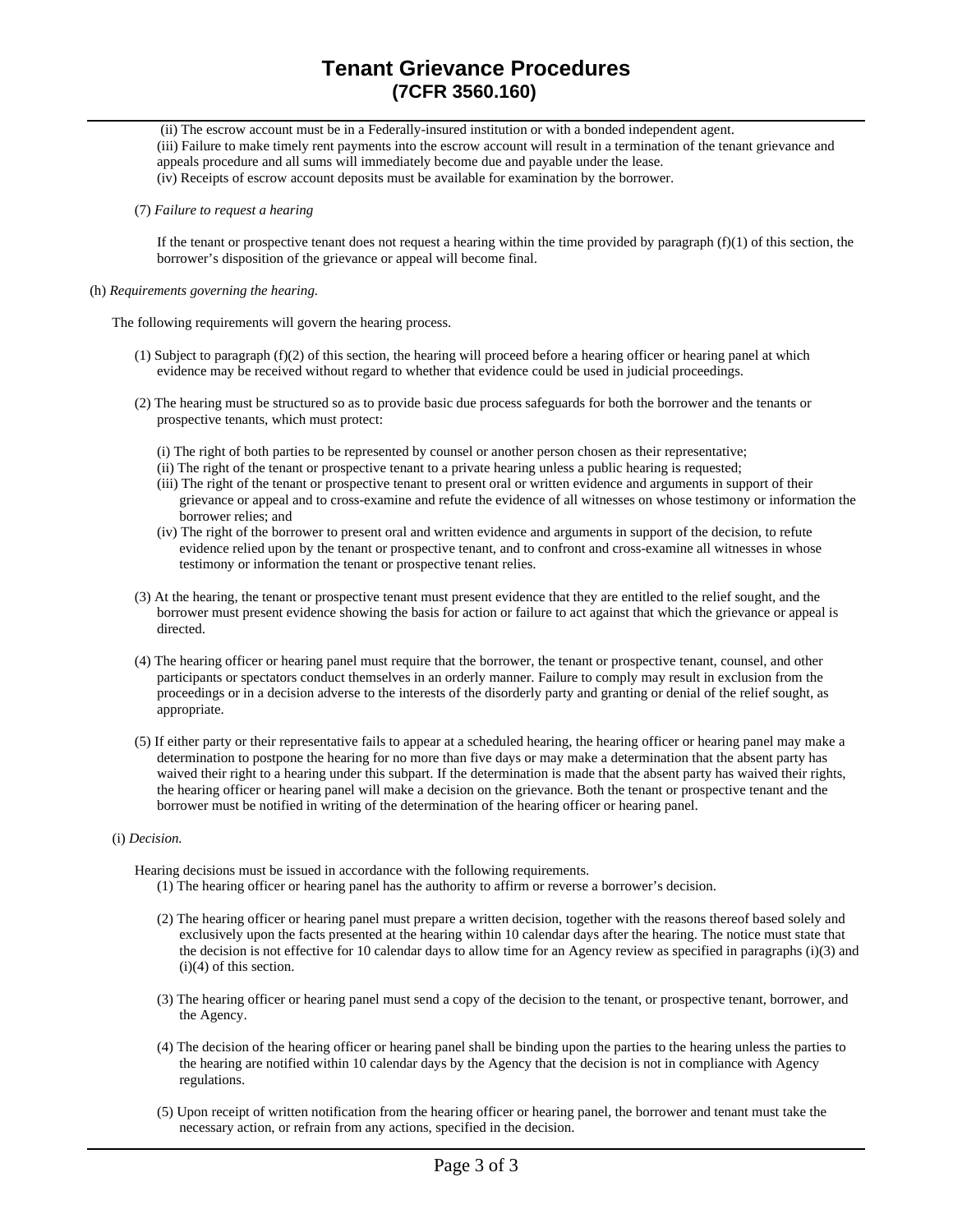(ii) The escrow account must be in a Federally-insured institution or with a bonded independent agent.
(iii) Failure to make timely rent payments into the escrow account will result in a termination of the tenant grievance and appeals procedure and all sums will immediately become due and payable under the lease.
(iv) Receipts of escrow account deposits must be available for examination by the borrower.

(7) *Failure to request a hearing*

If the tenant or prospective tenant does not request a hearing within the time provided by paragraph (f)(1) of this section, the borrower's disposition of the grievance or appeal will become final.

(h) *Requirements governing the hearing.*

The following requirements will govern the hearing process.

(1) Subject to paragraph (f)(2) of this section, the hearing will proceed before a hearing officer or hearing panel at which evidence may be received without regard to whether that evidence could be used in judicial proceedings.

(2) The hearing must be structured so as to provide basic due process safeguards for both the borrower and the tenants or prospective tenants, which must protect:

(i) The right of both parties to be represented by counsel or another person chosen as their representative;
(ii) The right of the tenant or prospective tenant to a private hearing unless a public hearing is requested;
(iii) The right of the tenant or prospective tenant to present oral or written evidence and arguments in support of their grievance or appeal and to cross-examine and refute the evidence of all witnesses on whose testimony or information the borrower relies; and
(iv) The right of the borrower to present oral and written evidence and arguments in support of the decision, to refute evidence relied upon by the tenant or prospective tenant, and to confront and cross-examine all witnesses in whose testimony or information the tenant or prospective tenant relies.

(3) At the hearing, the tenant or prospective tenant must present evidence that they are entitled to the relief sought, and the borrower must present evidence showing the basis for action or failure to act against that which the grievance or appeal is directed.

(4) The hearing officer or hearing panel must require that the borrower, the tenant or prospective tenant, counsel, and other participants or spectators conduct themselves in an orderly manner. Failure to comply may result in exclusion from the proceedings or in a decision adverse to the interests of the disorderly party and granting or denial of the relief sought, as appropriate.

(5) If either party or their representative fails to appear at a scheduled hearing, the hearing officer or hearing panel may make a determination to postpone the hearing for no more than five days or may make a determination that the absent party has waived their right to a hearing under this subpart. If the determination is made that the absent party has waived their rights, the hearing officer or hearing panel will make a decision on the grievance. Both the tenant or prospective tenant and the borrower must be notified in writing of the determination of the hearing officer or hearing panel.

(i) *Decision.*

Hearing decisions must be issued in accordance with the following requirements.

(1) The hearing officer or hearing panel has the authority to affirm or reverse a borrower's decision.

(2) The hearing officer or hearing panel must prepare a written decision, together with the reasons thereof based solely and exclusively upon the facts presented at the hearing within 10 calendar days after the hearing. The notice must state that the decision is not effective for 10 calendar days to allow time for an Agency review as specified in paragraphs (i)(3) and (i)(4) of this section.

(3) The hearing officer or hearing panel must send a copy of the decision to the tenant, or prospective tenant, borrower, and the Agency.

(4) The decision of the hearing officer or hearing panel shall be binding upon the parties to the hearing unless the parties to the hearing are notified within 10 calendar days by the Agency that the decision is not in compliance with Agency regulations.

(5) Upon receipt of written notification from the hearing officer or hearing panel, the borrower and tenant must take the necessary action, or refrain from any actions, specified in the decision.